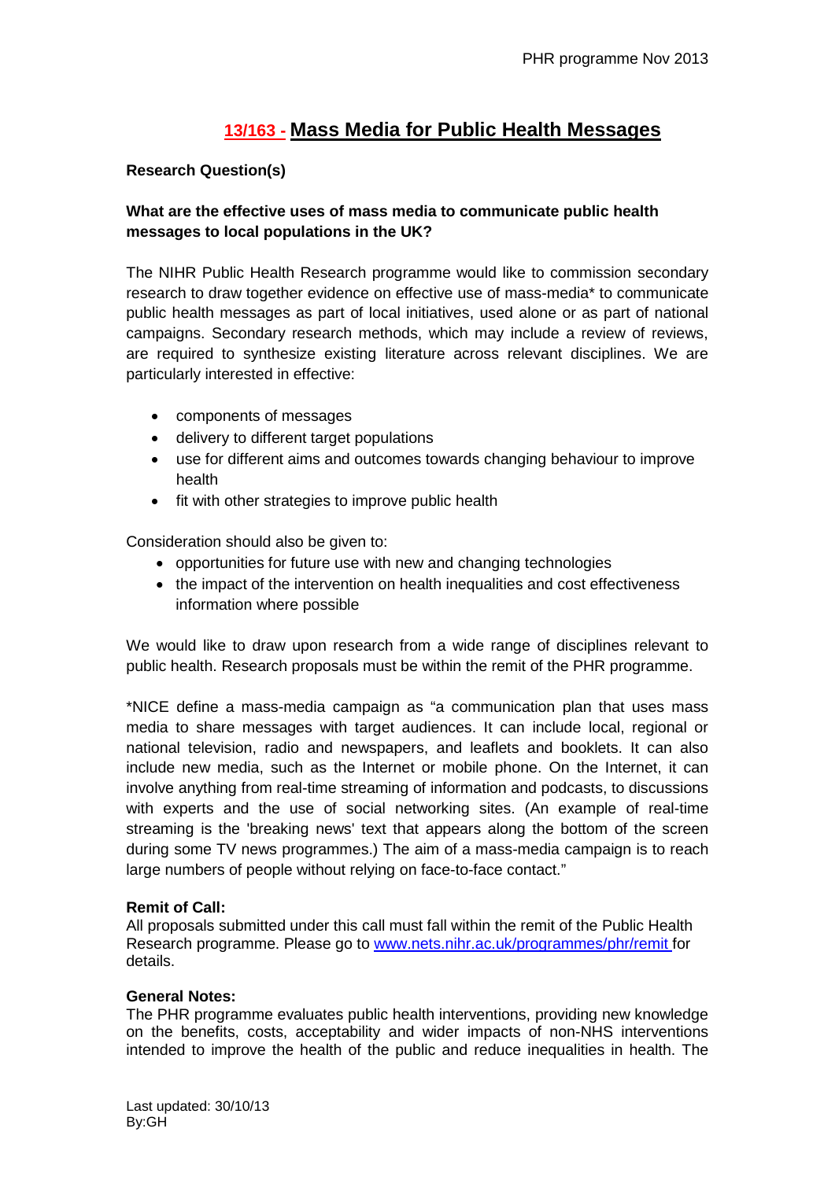# 13/163 - Mass Media for Public Health Messages

**Research Question(s)**

**What are the effective uses of mass media to communicate public health messages to local populations in the UK?**

The NIHR Public Health Research programme would like to commission secondary research to draw together evidence on effective use of mass-media* to communicate public health messages as part of local initiatives, used alone or as part of national campaigns. Secondary research methods, which may include a review of reviews, are required to synthesize existing literature across relevant disciplines. We are particularly interested in effective:

- components of messages
- delivery to different target populations
- use for different aims and outcomes towards changing behaviour to improve health
- fit with other strategies to improve public health

Consideration should also be given to:

- opportunities for future use with new and changing technologies
- the impact of the intervention on health inequalities and cost effectiveness information where possible

We would like to draw upon research from a wide range of disciplines relevant to public health. Research proposals must be within the remit of the PHR programme.

*NICE define a mass-media campaign as "a communication plan that uses mass media to share messages with target audiences. It can include local, regional or national television, radio and newspapers, and leaflets and booklets. It can also include new media, such as the Internet or mobile phone. On the Internet, it can involve anything from real-time streaming of information and podcasts, to discussions with experts and the use of social networking sites. (An example of real-time streaming is the 'breaking news' text that appears along the bottom of the screen during some TV news programmes.) The aim of a mass-media campaign is to reach large numbers of people without relying on face-to-face contact."

**Remit of Call:**
All proposals submitted under this call must fall within the remit of the Public Health Research programme. Please go to www.nets.nihr.ac.uk/programmes/phr/remit for details.

**General Notes:**
The PHR programme evaluates public health interventions, providing new knowledge on the benefits, costs, acceptability and wider impacts of non-NHS interventions intended to improve the health of the public and reduce inequalities in health. The

Last updated: 30/10/13
By:GH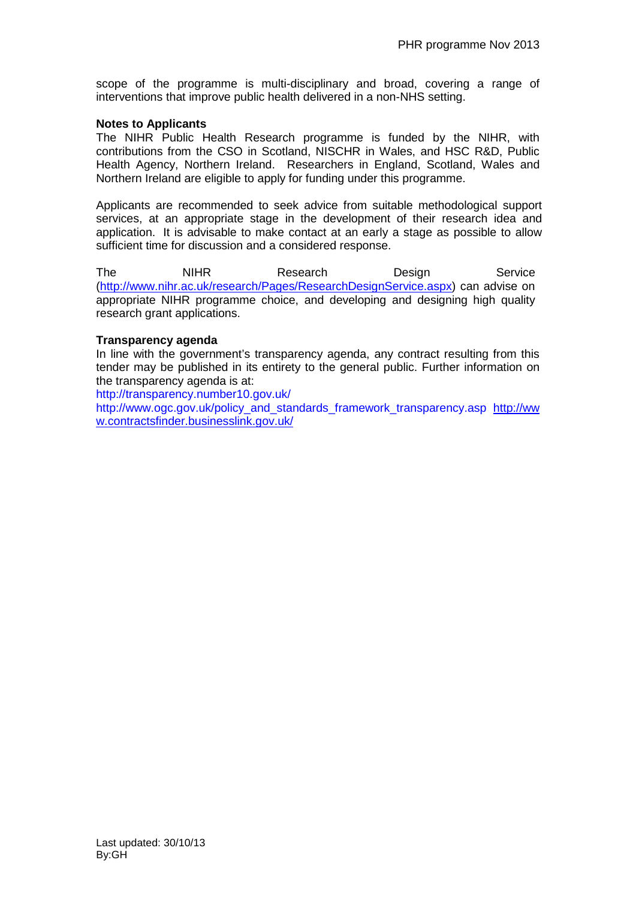scope of the programme is multi-disciplinary and broad, covering a range of interventions that improve public health delivered in a non-NHS setting.

**Notes to Applicants**

The NIHR Public Health Research programme is funded by the NIHR, with contributions from the CSO in Scotland, NISCHR in Wales, and HSC R&D, Public Health Agency, Northern Ireland. Researchers in England, Scotland, Wales and Northern Ireland are eligible to apply for funding under this programme.

Applicants are recommended to seek advice from suitable methodological support services, at an appropriate stage in the development of their research idea and application. It is advisable to make contact at an early a stage as possible to allow sufficient time for discussion and a considered response.

The NIHR Research Design Service (http://www.nihr.ac.uk/research/Pages/ResearchDesignService.aspx) can advise on appropriate NIHR programme choice, and developing and designing high quality research grant applications.

**Transparency agenda**

In line with the government's transparency agenda, any contract resulting from this tender may be published in its entirety to the general public. Further information on the transparency agenda is at:

http://transparency.number10.gov.uk/

http://www.ogc.gov.uk/policy_and_standards_framework_transparency.asp http://www.contractsfinder.businesslink.gov.uk/

Last updated: 30/10/13
By:GH